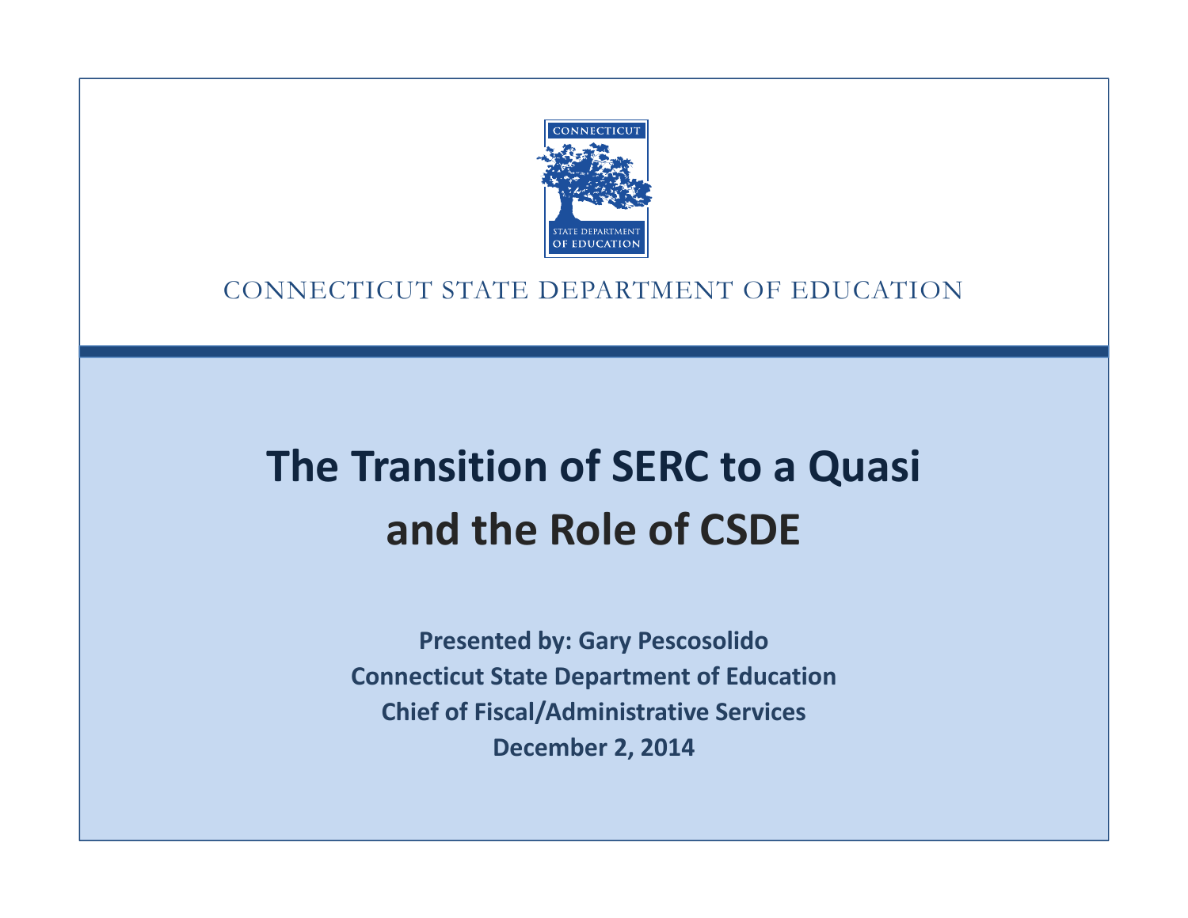CONNECTICUT STATE DEPARTMENT OF EDUCATION

# The Transition of SERC to a Quasi and the Role of CSDE

**Presented by: Gary Pescosolido**
**Connecticut State Department of Education**
**Chief of Fiscal/Administrative Services**
**December 2, 2014**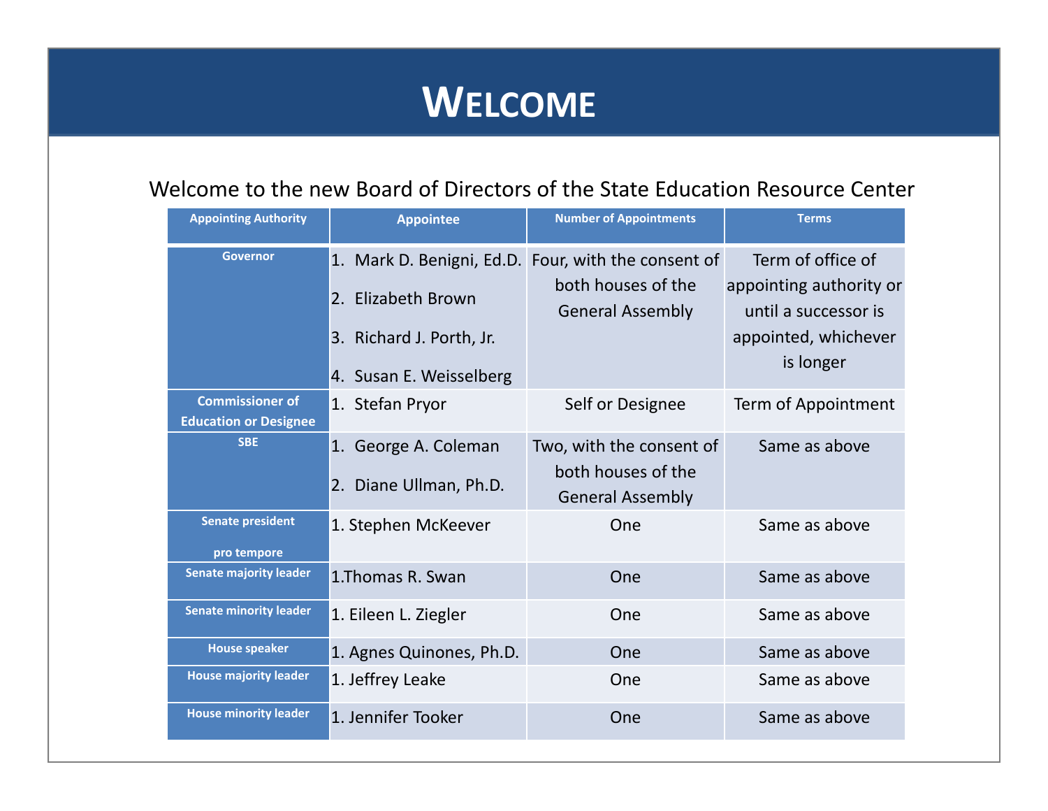# Welcome

Welcome to the new Board of Directors of the State Education Resource Center

| Appointing Authority | Appointee | Number of Appointments | Terms |
|---|---|---|---|
| Governor | 1. Mark D. Benigni, Ed.D.<br>2. Elizabeth Brown<br>3. Richard J. Porth, Jr.<br>4. Susan E. Weisselberg | Four, with the consent of both houses of the General Assembly | Term of office of appointing authority or until a successor is appointed, whichever is longer |
| Commissioner of Education or Designee | 1. Stefan Pryor | Self or Designee | Term of Appointment |
| SBE | 1. George A. Coleman<br>2. Diane Ullman, Ph.D. | Two, with the consent of both houses of the General Assembly | Same as above |
| Senate president pro tempore | 1. Stephen McKeever | One | Same as above |
| Senate majority leader | 1.Thomas R. Swan | One | Same as above |
| Senate minority leader | 1. Eileen L. Ziegler | One | Same as above |
| House speaker | 1. Agnes Quinones, Ph.D. | One | Same as above |
| House majority leader | 1. Jeffrey Leake | One | Same as above |
| House minority leader | 1. Jennifer Tooker | One | Same as above |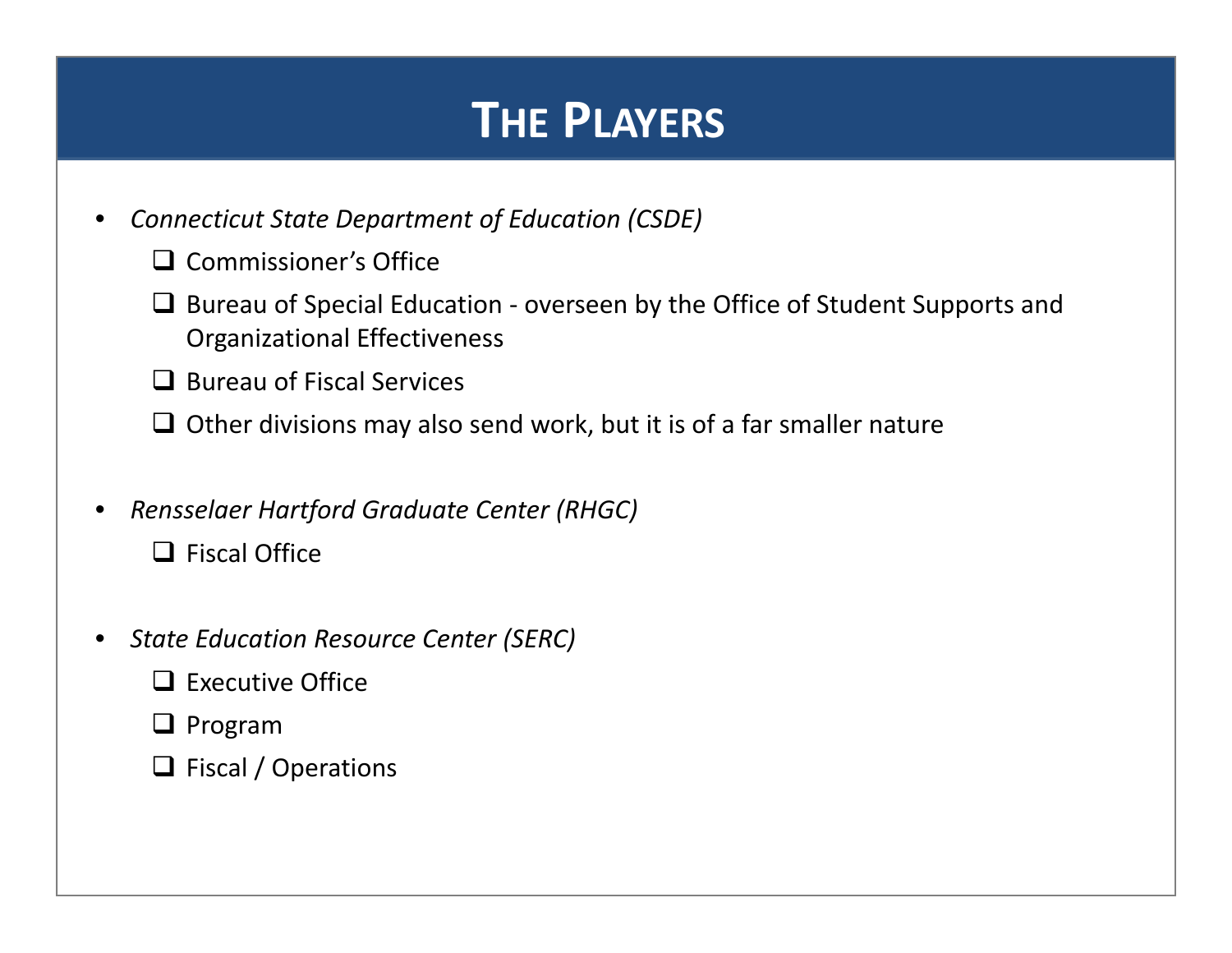# The Players

- *Connecticut State Department of Education (CSDE)*
  - Commissioner's Office
  - Bureau of Special Education - overseen by the Office of Student Supports and Organizational Effectiveness
  - Bureau of Fiscal Services
  - Other divisions may also send work, but it is of a far smaller nature

- *Rensselaer Hartford Graduate Center (RHGC)*
  - Fiscal Office

- *State Education Resource Center (SERC)*
  - Executive Office
  - Program
  - Fiscal / Operations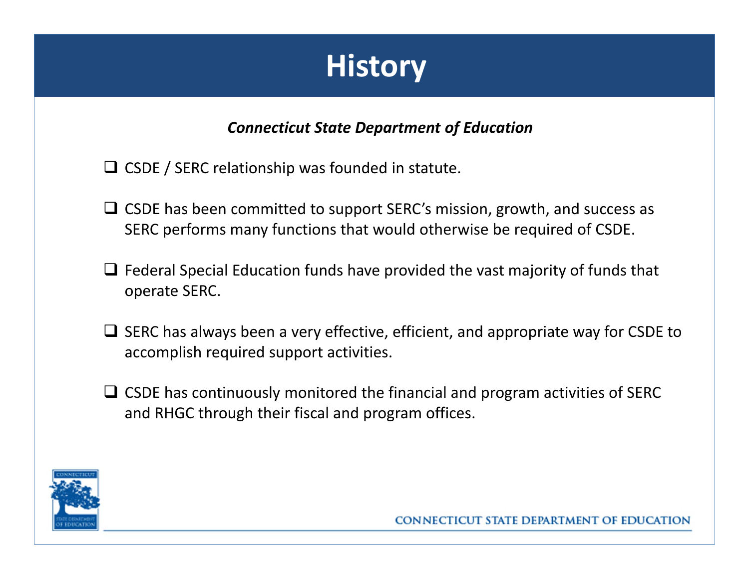# History

***Connecticut State Department of Education***

- CSDE / SERC relationship was founded in statute.
- CSDE has been committed to support SERC's mission, growth, and success as SERC performs many functions that would otherwise be required of CSDE.
- Federal Special Education funds have provided the vast majority of funds that operate SERC.
- SERC has always been a very effective, efficient, and appropriate way for CSDE to accomplish required support activities.
- CSDE has continuously monitored the financial and program activities of SERC and RHGC through their fiscal and program offices.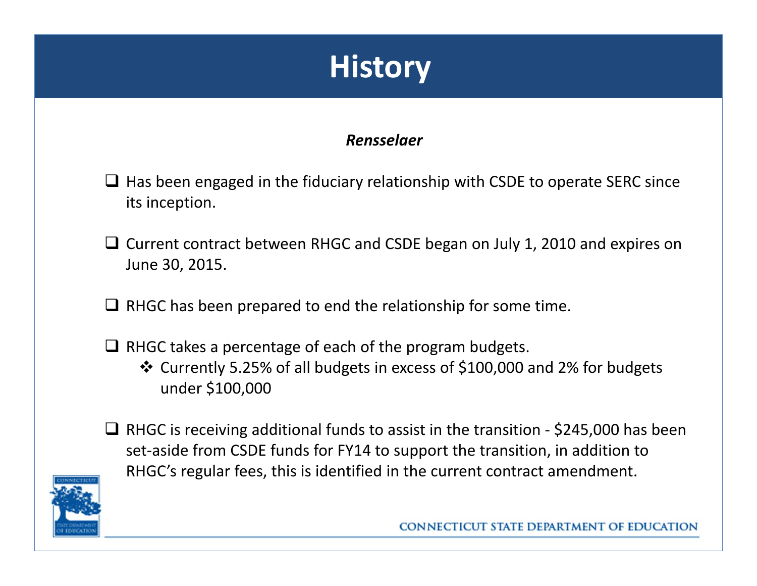# History

***Rensselaer***

- Has been engaged in the fiduciary relationship with CSDE to operate SERC since its inception.
- Current contract between RHGC and CSDE began on July 1, 2010 and expires on June 30, 2015.
- RHGC has been prepared to end the relationship for some time.
- RHGC takes a percentage of each of the program budgets.
  - Currently 5.25% of all budgets in excess of $100,000 and 2% for budgets under $100,000
- RHGC is receiving additional funds to assist in the transition - $245,000 has been set-aside from CSDE funds for FY14 to support the transition, in addition to RHGC's regular fees, this is identified in the current contract amendment.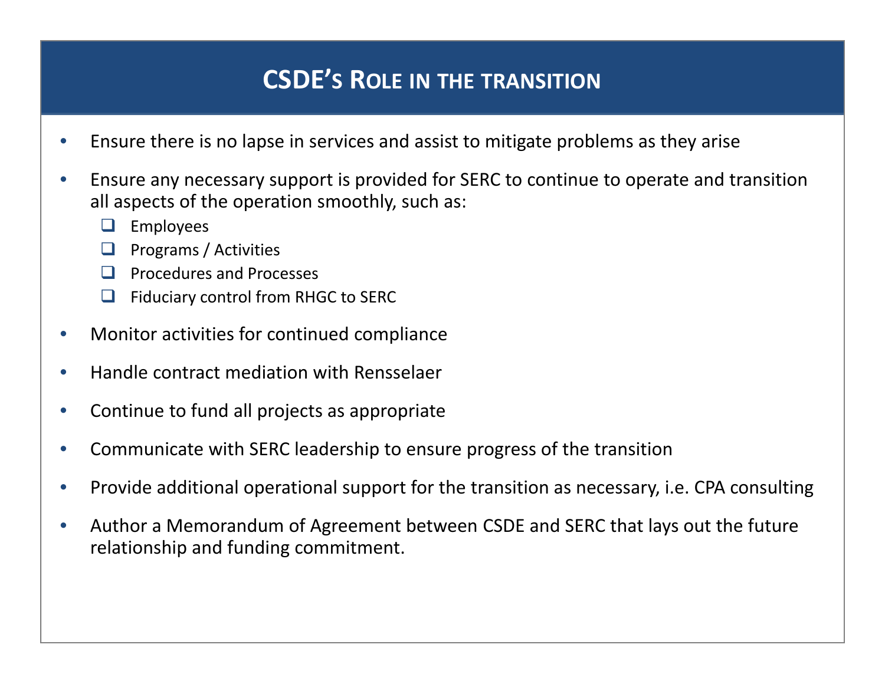# CSDE's Role in the transition

- Ensure there is no lapse in services and assist to mitigate problems as they arise
- Ensure any necessary support is provided for SERC to continue to operate and transition all aspects of the operation smoothly, such as:
  - Employees
  - Programs / Activities
  - Procedures and Processes
  - Fiduciary control from RHGC to SERC
- Monitor activities for continued compliance
- Handle contract mediation with Rensselaer
- Continue to fund all projects as appropriate
- Communicate with SERC leadership to ensure progress of the transition
- Provide additional operational support for the transition as necessary, i.e. CPA consulting
- Author a Memorandum of Agreement between CSDE and SERC that lays out the future relationship and funding commitment.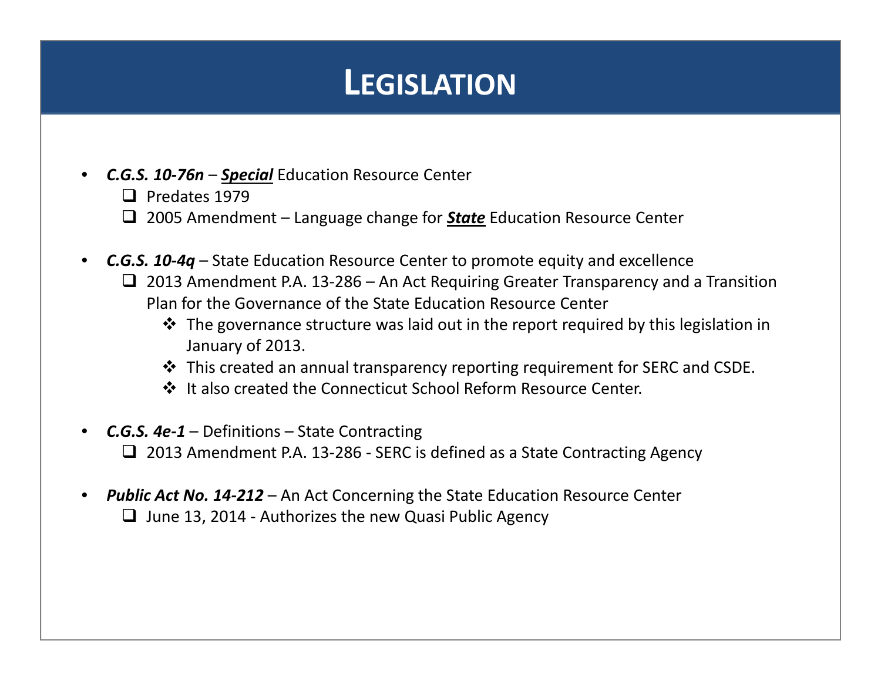# Legislation

- ***C.G.S. 10-76n*** – ***<u>Special</u>*** Education Resource Center
  - Predates 1979
  - 2005 Amendment – Language change for ***<u>State</u>*** Education Resource Center

- ***C.G.S. 10-4q*** – State Education Resource Center to promote equity and excellence
  - 2013 Amendment P.A. 13-286 – An Act Requiring Greater Transparency and a Transition Plan for the Governance of the State Education Resource Center
    - The governance structure was laid out in the report required by this legislation in January of 2013.
    - This created an annual transparency reporting requirement for SERC and CSDE.
    - It also created the Connecticut School Reform Resource Center.

- ***C.G.S. 4e-1*** – Definitions – State Contracting
  - 2013 Amendment P.A. 13-286 - SERC is defined as a State Contracting Agency

- ***Public Act No. 14-212*** – An Act Concerning the State Education Resource Center
  - June 13, 2014 - Authorizes the new Quasi Public Agency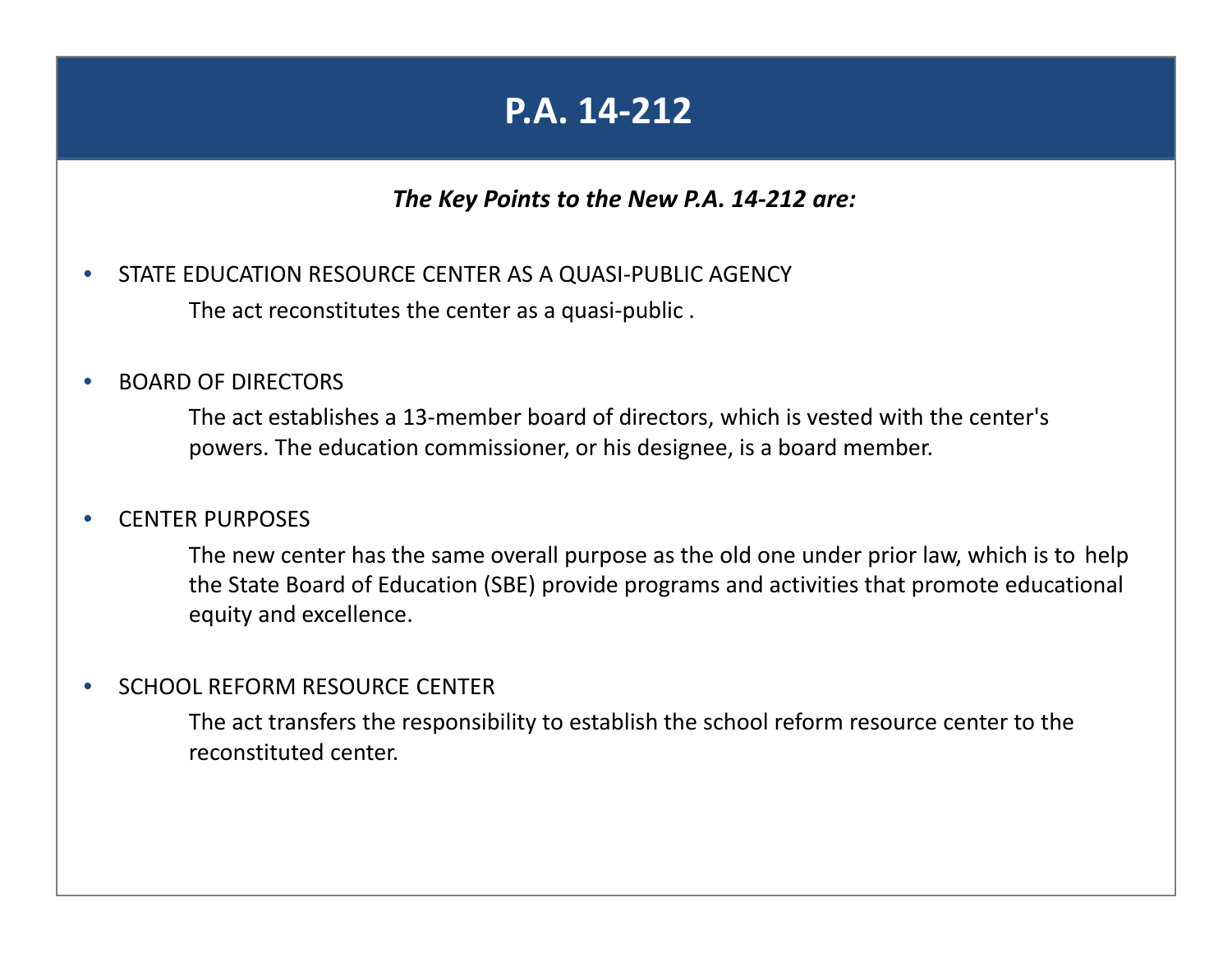# P.A. 14-212

***The Key Points to the New P.A. 14-212 are:***

- STATE EDUCATION RESOURCE CENTER AS A QUASI-PUBLIC AGENCY

  The act reconstitutes the center as a quasi-public .

- BOARD OF DIRECTORS

  The act establishes a 13-member board of directors, which is vested with the center's powers. The education commissioner, or his designee, is a board member.

- CENTER PURPOSES

  The new center has the same overall purpose as the old one under prior law, which is to help the State Board of Education (SBE) provide programs and activities that promote educational equity and excellence.

- SCHOOL REFORM RESOURCE CENTER

  The act transfers the responsibility to establish the school reform resource center to the reconstituted center.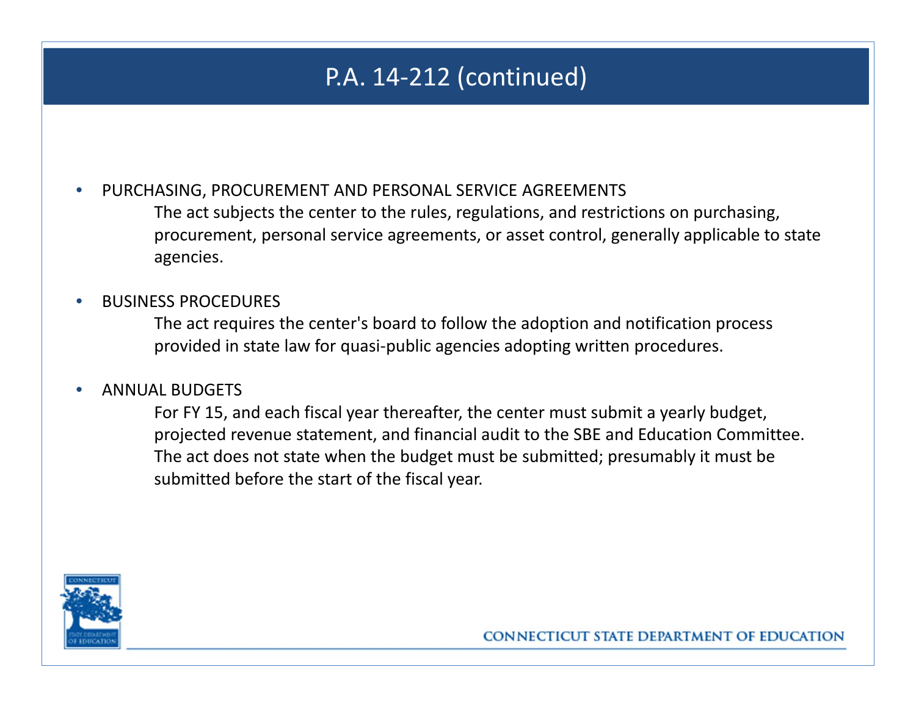# P.A. 14-212 (continued)

- PURCHASING, PROCUREMENT AND PERSONAL SERVICE AGREEMENTS

  The act subjects the center to the rules, regulations, and restrictions on purchasing, procurement, personal service agreements, or asset control, generally applicable to state agencies.

- BUSINESS PROCEDURES

  The act requires the center's board to follow the adoption and notification process provided in state law for quasi-public agencies adopting written procedures.

- ANNUAL BUDGETS

  For FY 15, and each fiscal year thereafter, the center must submit a yearly budget, projected revenue statement, and financial audit to the SBE and Education Committee. The act does not state when the budget must be submitted; presumably it must be submitted before the start of the fiscal year.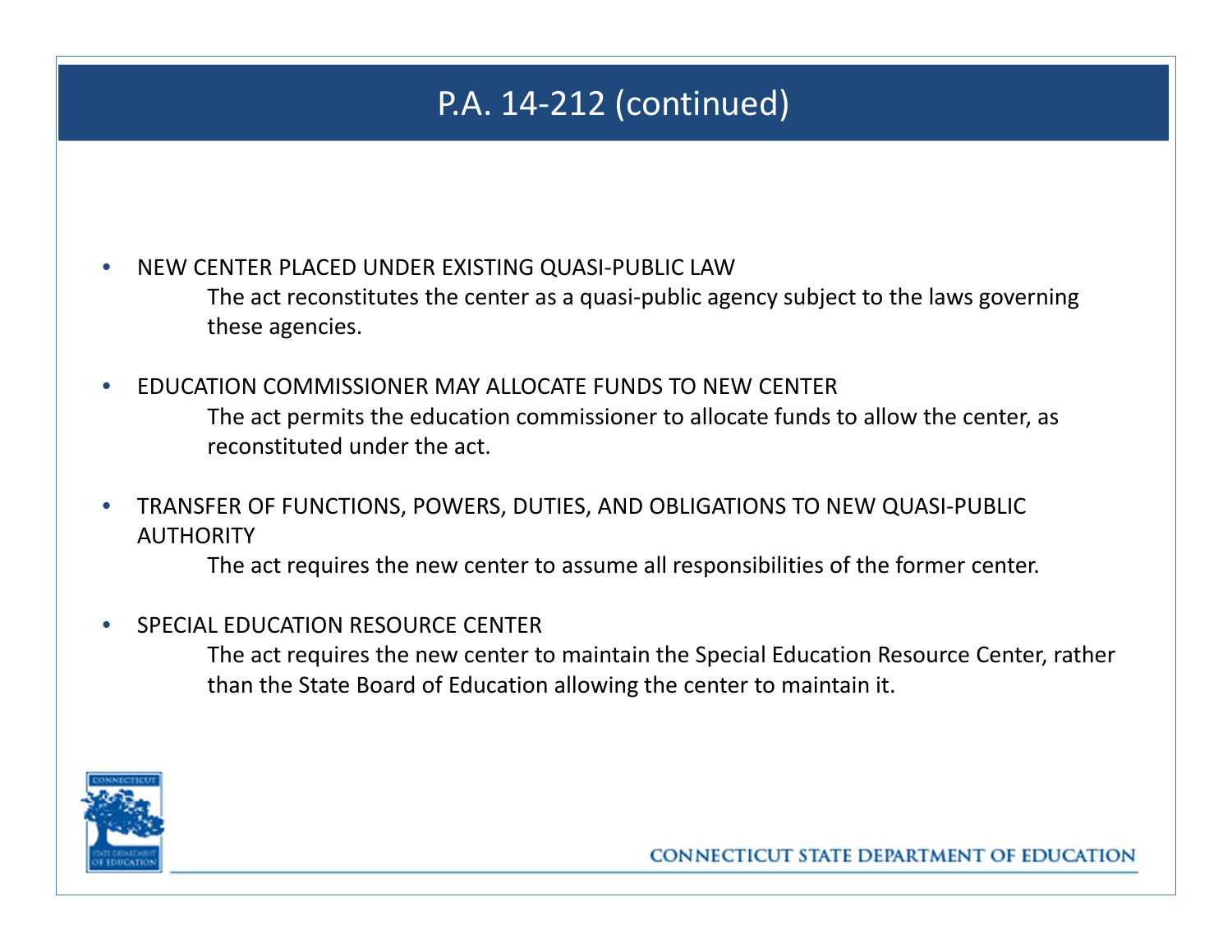# P.A. 14-212 (continued)

- NEW CENTER PLACED UNDER EXISTING QUASI-PUBLIC LAW
  
  The act reconstitutes the center as a quasi-public agency subject to the laws governing these agencies.

- EDUCATION COMMISSIONER MAY ALLOCATE FUNDS TO NEW CENTER
  
  The act permits the education commissioner to allocate funds to allow the center, as reconstituted under the act.

- TRANSFER OF FUNCTIONS, POWERS, DUTIES, AND OBLIGATIONS TO NEW QUASI-PUBLIC AUTHORITY
  
  The act requires the new center to assume all responsibilities of the former center.

- SPECIAL EDUCATION RESOURCE CENTER
  
  The act requires the new center to maintain the Special Education Resource Center, rather than the State Board of Education allowing the center to maintain it.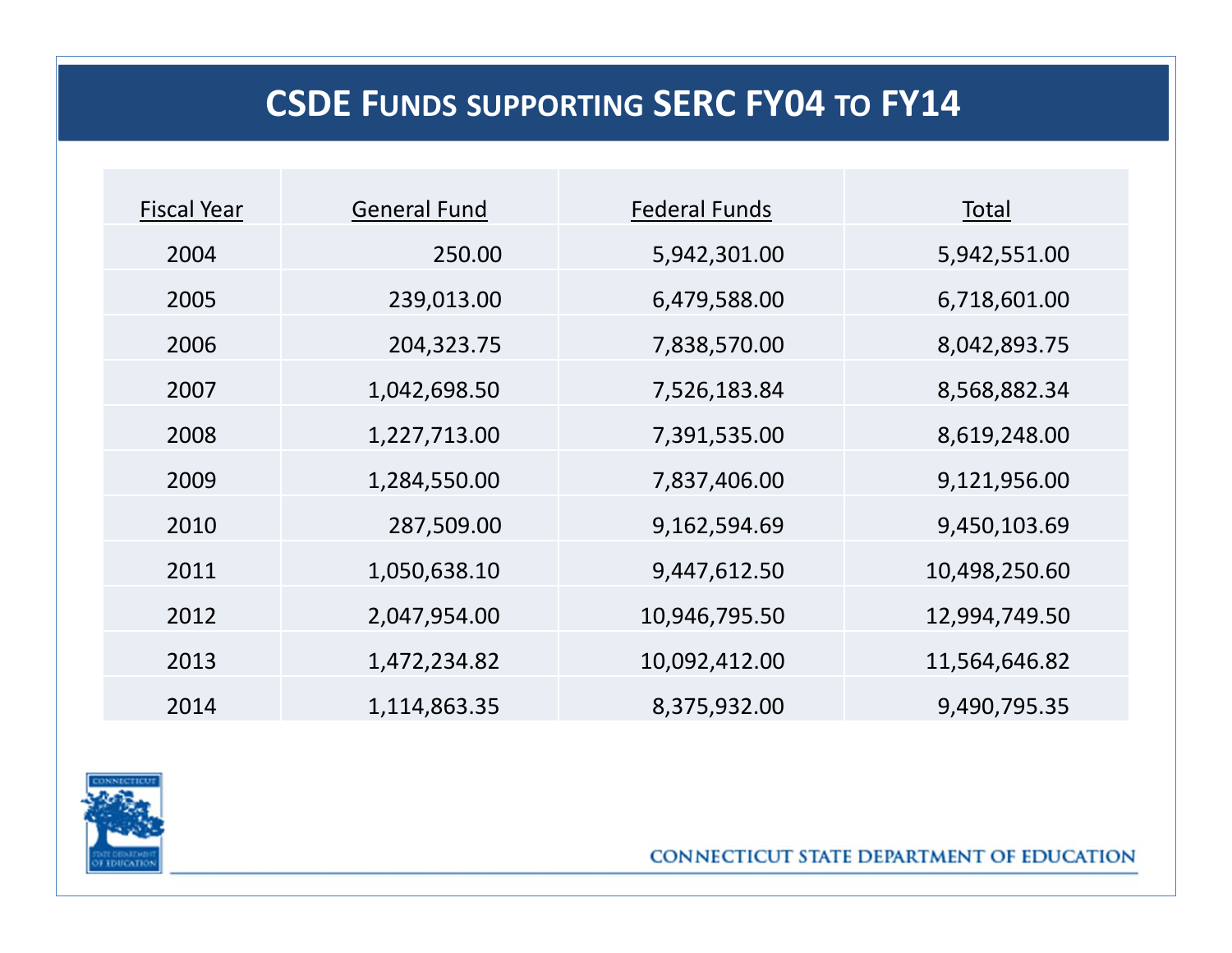# CSDE Funds supporting SERC FY04 to FY14

| Fiscal Year | General Fund | Federal Funds | Total |
|---|---|---|---|
| 2004 | 250.00 | 5,942,301.00 | 5,942,551.00 |
| 2005 | 239,013.00 | 6,479,588.00 | 6,718,601.00 |
| 2006 | 204,323.75 | 7,838,570.00 | 8,042,893.75 |
| 2007 | 1,042,698.50 | 7,526,183.84 | 8,568,882.34 |
| 2008 | 1,227,713.00 | 7,391,535.00 | 8,619,248.00 |
| 2009 | 1,284,550.00 | 7,837,406.00 | 9,121,956.00 |
| 2010 | 287,509.00 | 9,162,594.69 | 9,450,103.69 |
| 2011 | 1,050,638.10 | 9,447,612.50 | 10,498,250.60 |
| 2012 | 2,047,954.00 | 10,946,795.50 | 12,994,749.50 |
| 2013 | 1,472,234.82 | 10,092,412.00 | 11,564,646.82 |
| 2014 | 1,114,863.35 | 8,375,932.00 | 9,490,795.35 |

CONNECTICUT STATE DEPARTMENT OF EDUCATION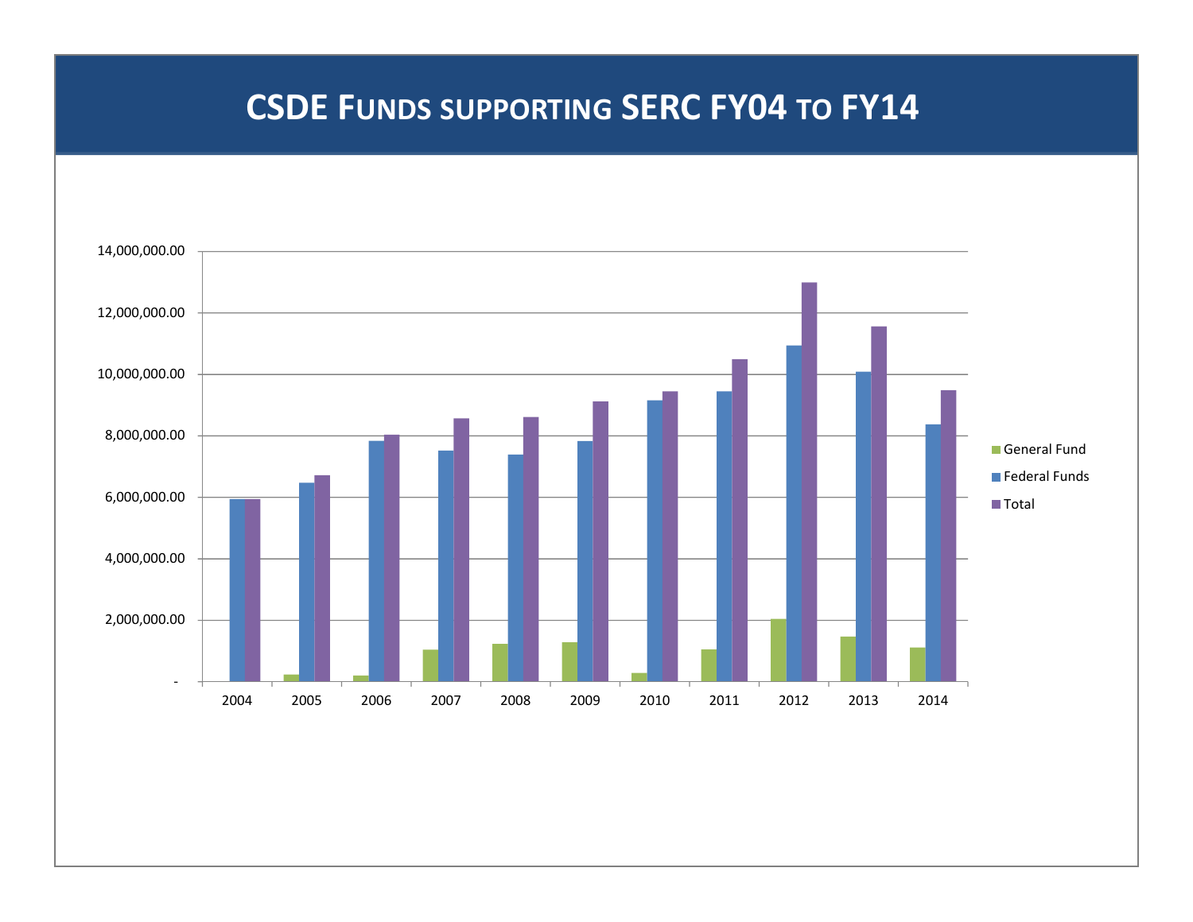# CSDE Funds supporting SERC FY04 to FY14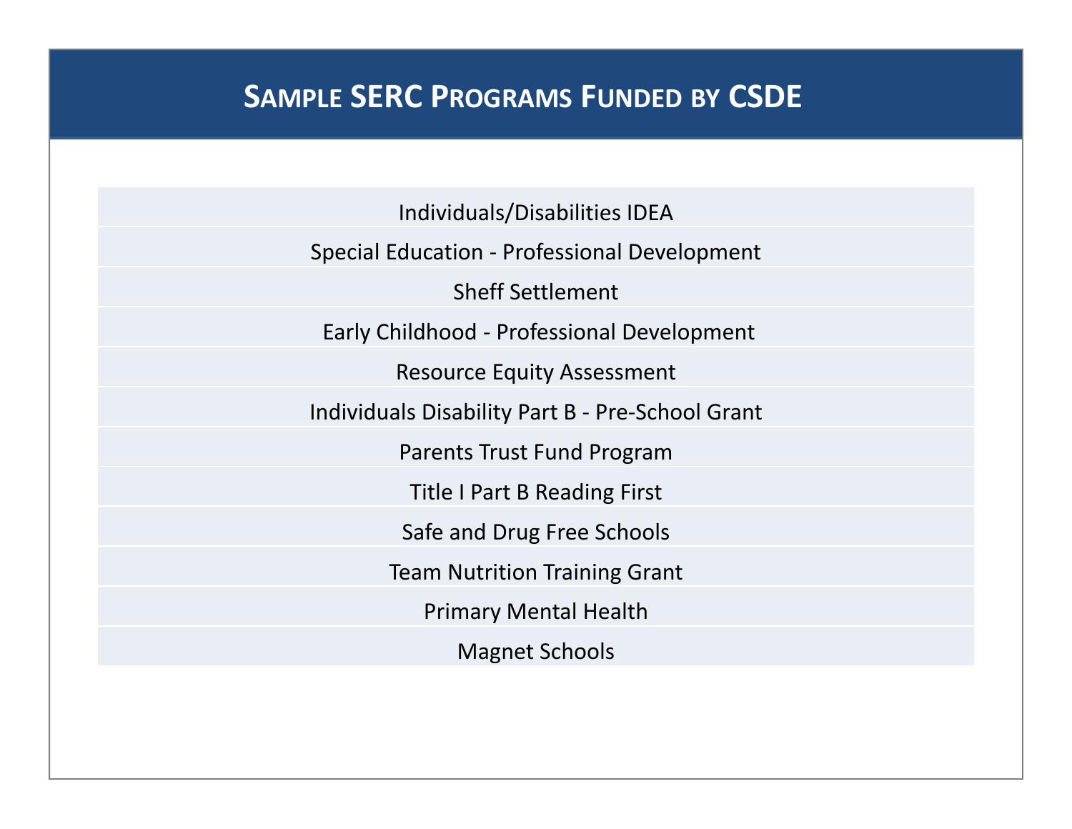# Sample SERC Programs Funded by CSDE

| |
|---|
| Individuals/Disabilities IDEA |
| Special Education - Professional Development |
| Sheff Settlement |
| Early Childhood - Professional Development |
| Resource Equity Assessment |
| Individuals Disability Part B - Pre-School Grant |
| Parents Trust Fund Program |
| Title I Part B Reading First |
| Safe and Drug Free Schools |
| Team Nutrition Training Grant |
| Primary Mental Health |
| Magnet Schools |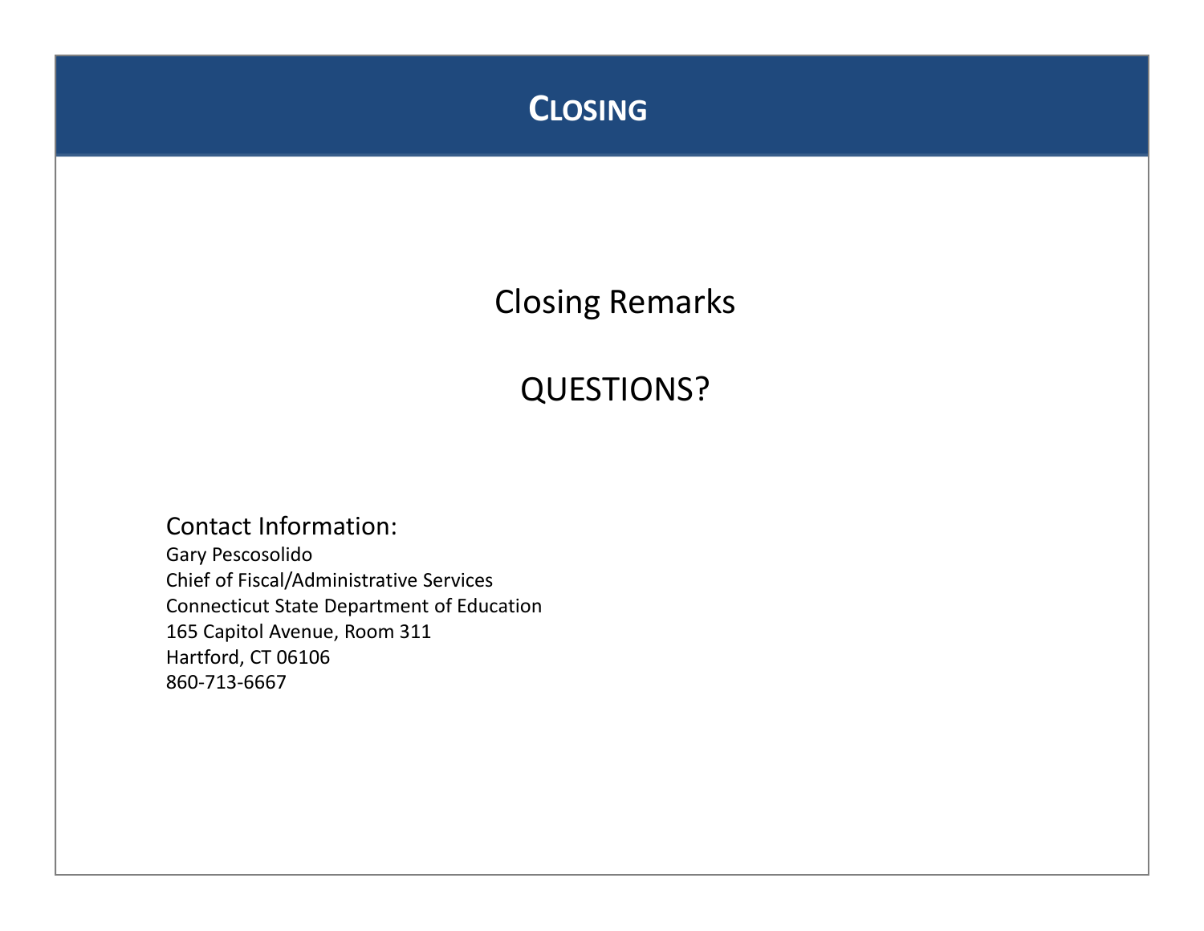# Closing

Closing Remarks

QUESTIONS?

Contact Information:

Gary Pescosolido
Chief of Fiscal/Administrative Services
Connecticut State Department of Education
165 Capitol Avenue, Room 311
Hartford, CT 06106
860-713-6667